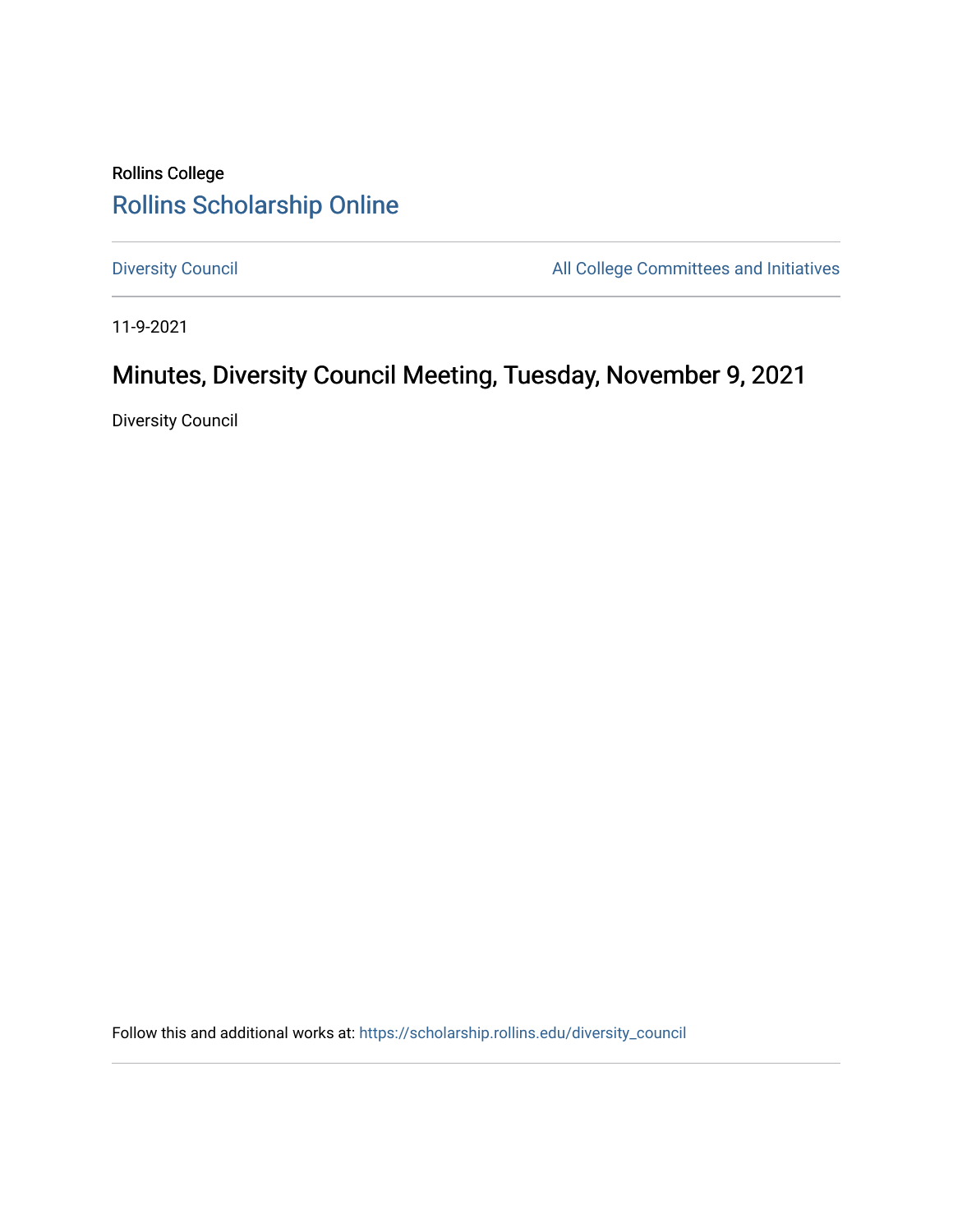Rollins College

# Rollins Scholarship Online

Diversity Council

All College Committees and Initiatives

11-9-2021

## Minutes, Diversity Council Meeting, Tuesday, November 9, 2021

Diversity Council

Follow this and additional works at: https://scholarship.rollins.edu/diversity_council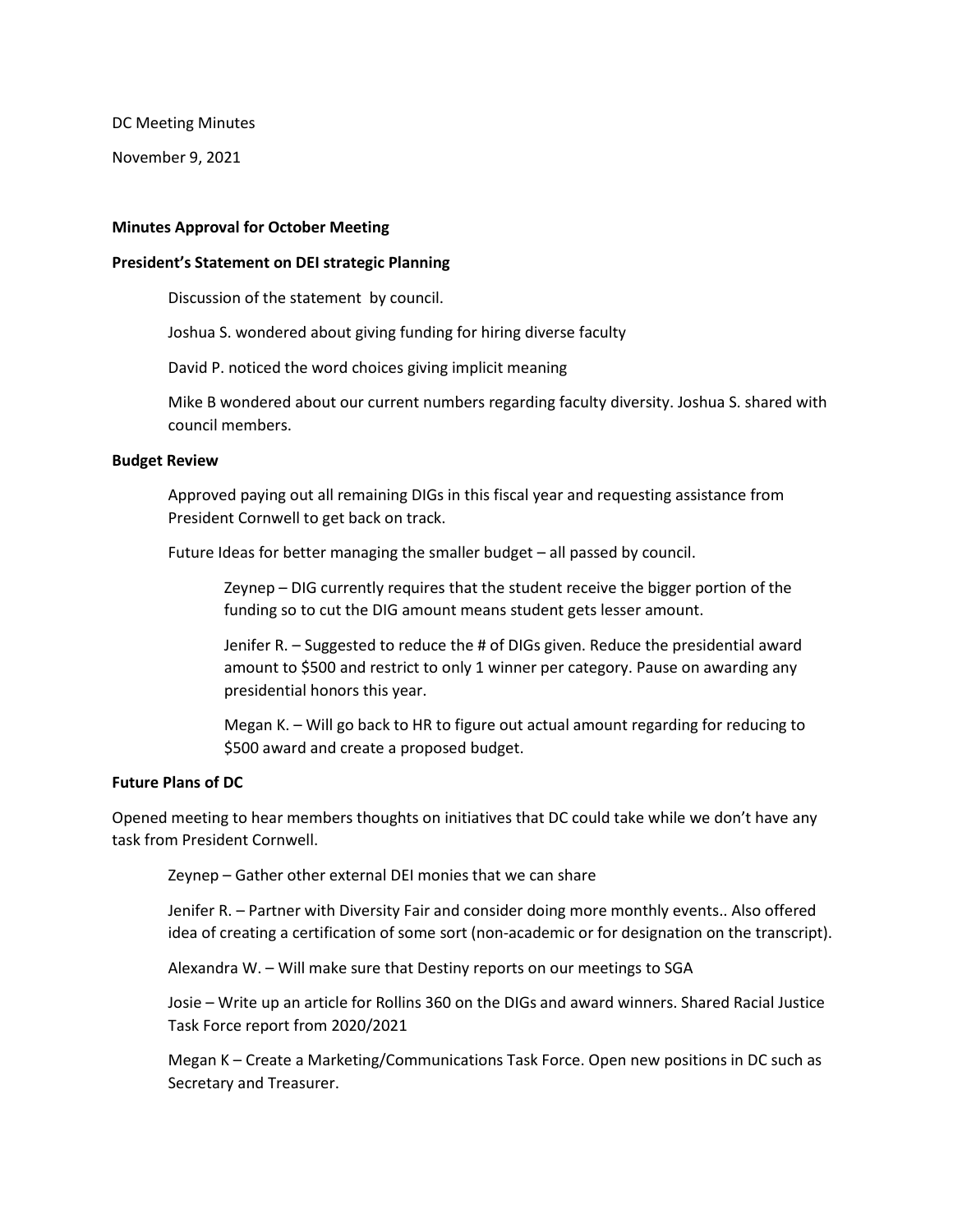DC Meeting Minutes

November 9, 2021

**Minutes Approval for October Meeting**

**President's Statement on DEI strategic Planning**

Discussion of the statement by council.

Joshua S. wondered about giving funding for hiring diverse faculty

David P. noticed the word choices giving implicit meaning

Mike B wondered about our current numbers regarding faculty diversity. Joshua S. shared with council members.

**Budget Review**

Approved paying out all remaining DIGs in this fiscal year and requesting assistance from President Cornwell to get back on track.

Future Ideas for better managing the smaller budget – all passed by council.

> Zeynep – DIG currently requires that the student receive the bigger portion of the funding so to cut the DIG amount means student gets lesser amount.
>
> Jenifer R. – Suggested to reduce the # of DIGs given. Reduce the presidential award amount to $500 and restrict to only 1 winner per category. Pause on awarding any presidential honors this year.
>
> Megan K. – Will go back to HR to figure out actual amount regarding for reducing to $500 award and create a proposed budget.

**Future Plans of DC**

Opened meeting to hear members thoughts on initiatives that DC could take while we don't have any task from President Cornwell.

Zeynep – Gather other external DEI monies that we can share

Jenifer R. – Partner with Diversity Fair and consider doing more monthly events.. Also offered idea of creating a certification of some sort (non-academic or for designation on the transcript).

Alexandra W. – Will make sure that Destiny reports on our meetings to SGA

Josie – Write up an article for Rollins 360 on the DIGs and award winners. Shared Racial Justice Task Force report from 2020/2021

Megan K – Create a Marketing/Communications Task Force. Open new positions in DC such as Secretary and Treasurer.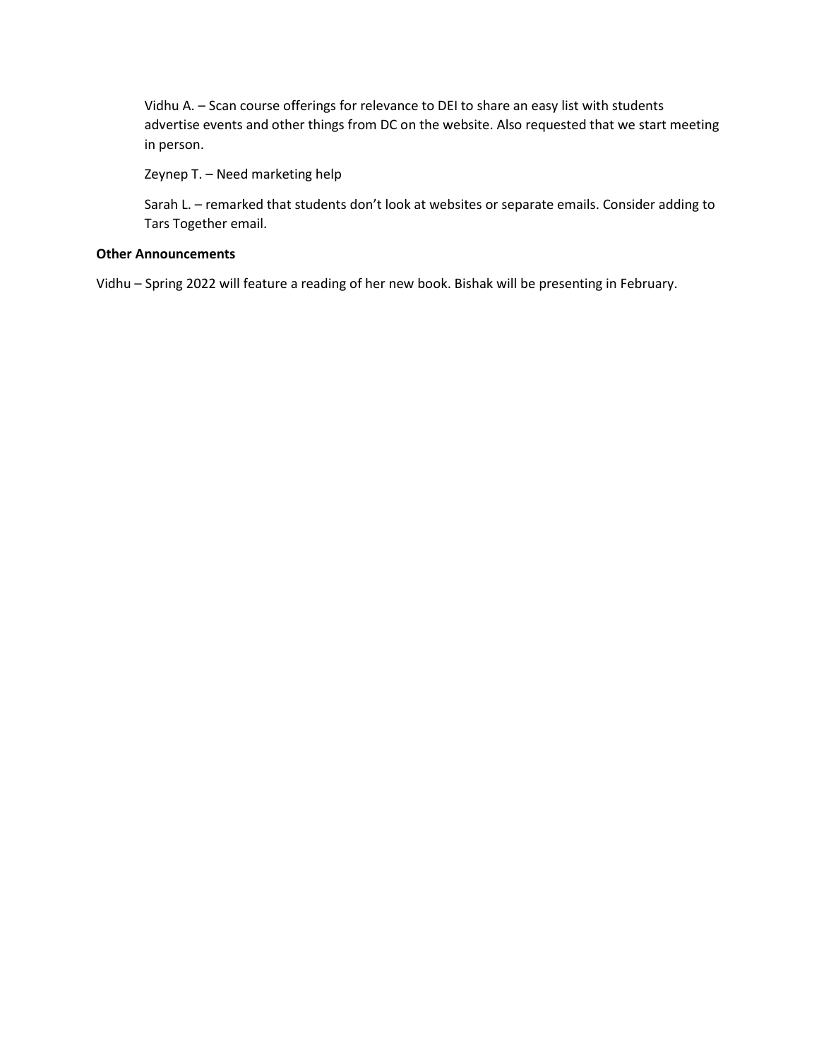Vidhu A. – Scan course offerings for relevance to DEI to share an easy list with students advertise events and other things from DC on the website. Also requested that we start meeting in person.

Zeynep T. – Need marketing help

Sarah L. – remarked that students don't look at websites or separate emails. Consider adding to Tars Together email.

**Other Announcements**

Vidhu – Spring 2022 will feature a reading of her new book. Bishak will be presenting in February.